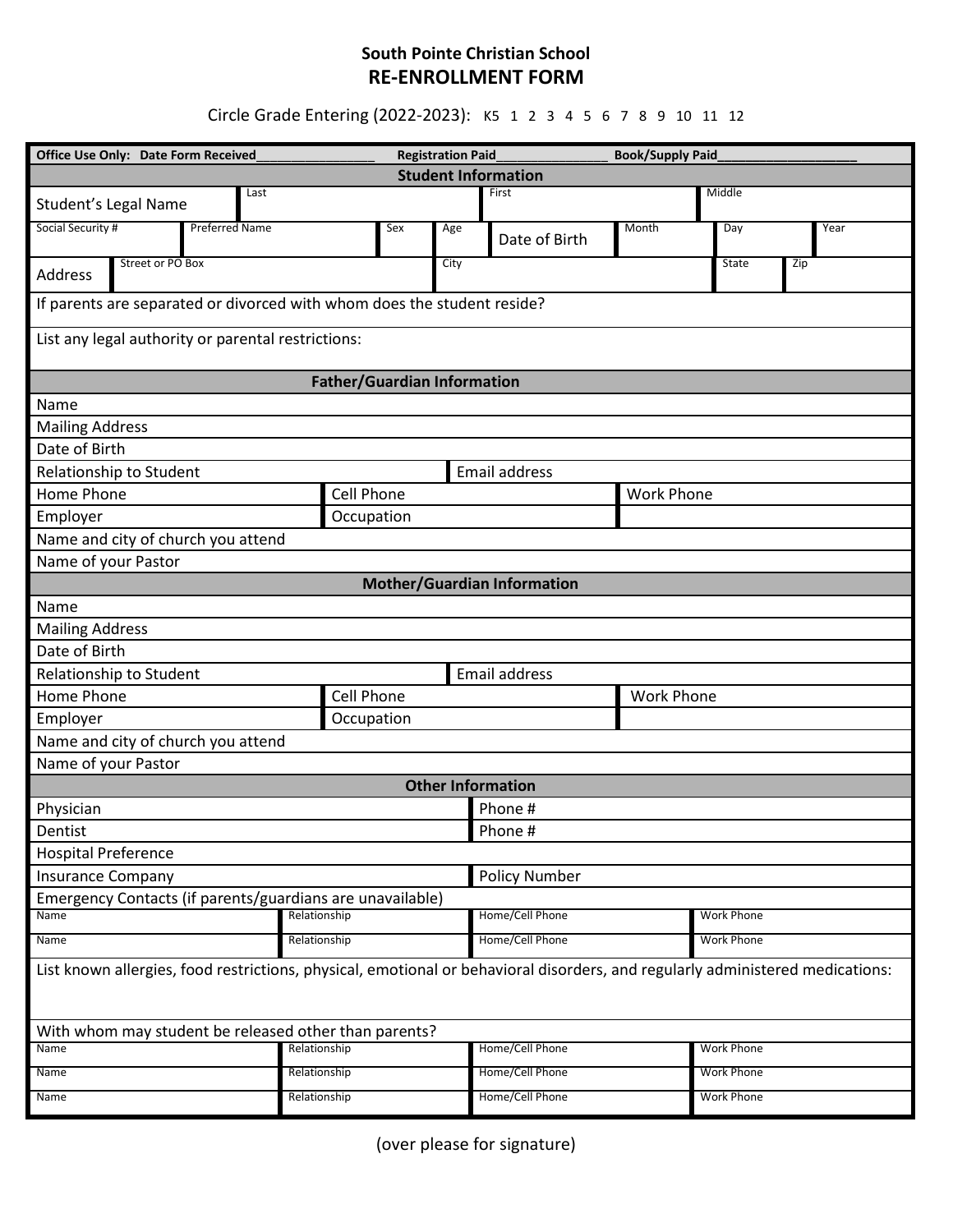**South Pointe Christian School**

# RE-ENROLLMENT FORM

Circle Grade Entering (2022-2023): K5 1 2 3 4 5 6 7 8 9 10 11 12

**Office Use Only: Date Form Received________________ Registration Paid_______________ Book/Supply Paid___________________**

## Student Information

| Student's Legal Name | Last | | First | Middle |
|---|---|---|---|---|

| Social Security # | Preferred Name | Sex | Age | Date of Birth | Month | Day | Year |
|---|---|---|---|---|---|---|---|

| Address | Street or PO Box | City | State | Zip |
|---|---|---|---|---|

If parents are separated or divorced with whom does the student reside?

List any legal authority or parental restrictions:

## Father/Guardian Information

| Name | | |
|---|---|---|
| Mailing Address | | |
| Date of Birth | | |
| Relationship to Student | Email address | |
| Home Phone | Cell Phone | Work Phone |
| Employer | Occupation | |
| Name and city of church you attend | | |
| Name of your Pastor | | |

## Mother/Guardian Information

| Name | | |
|---|---|---|
| Mailing Address | | |
| Date of Birth | | |
| Relationship to Student | Email address | |
| Home Phone | Cell Phone | Work Phone |
| Employer | Occupation | |
| Name and city of church you attend | | |
| Name of your Pastor | | |

## Other Information

| Physician | Phone # |
|---|---|
| Dentist | Phone # |
| Hospital Preference | |
| Insurance Company | Policy Number |

Emergency Contacts (if parents/guardians are unavailable)

| Name | Relationship | Home/Cell Phone | Work Phone |
|---|---|---|---|
| Name | Relationship | Home/Cell Phone | Work Phone |

List known allergies, food restrictions, physical, emotional or behavioral disorders, and regularly administered medications:

With whom may student be released other than parents?

| Name | Relationship | Home/Cell Phone | Work Phone |
|---|---|---|---|
| Name | Relationship | Home/Cell Phone | Work Phone |
| Name | Relationship | Home/Cell Phone | Work Phone |

(over please for signature)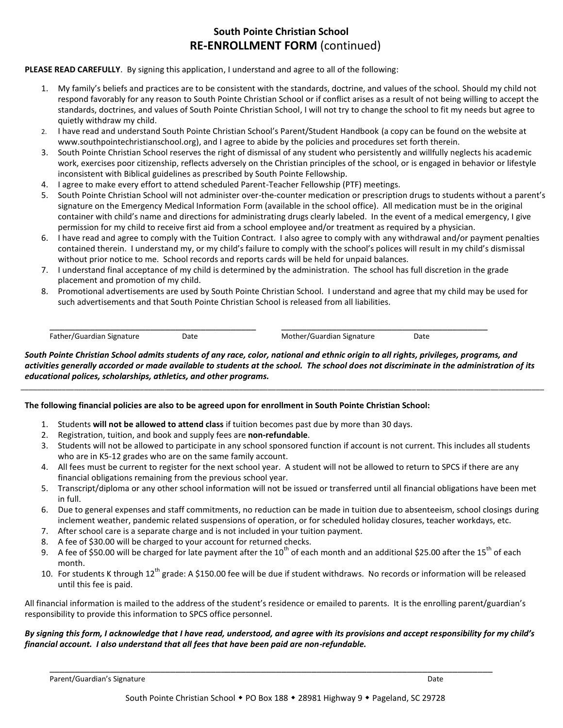## South Pointe Christian School
# RE-ENROLLMENT FORM (continued)

**PLEASE READ CAREFULLY**. By signing this application, I understand and agree to all of the following:

1. My family's beliefs and practices are to be consistent with the standards, doctrine, and values of the school. Should my child not respond favorably for any reason to South Pointe Christian School or if conflict arises as a result of not being willing to accept the standards, doctrines, and values of South Pointe Christian School, I will not try to change the school to fit my needs but agree to quietly withdraw my child.
2. I have read and understand South Pointe Christian School's Parent/Student Handbook (a copy can be found on the website at www.southpointechristianschool.org), and I agree to abide by the policies and procedures set forth therein.
3. South Pointe Christian School reserves the right of dismissal of any student who persistently and willfully neglects his academic work, exercises poor citizenship, reflects adversely on the Christian principles of the school, or is engaged in behavior or lifestyle inconsistent with Biblical guidelines as prescribed by South Pointe Fellowship.
4. I agree to make every effort to attend scheduled Parent-Teacher Fellowship (PTF) meetings.
5. South Pointe Christian School will not administer over-the-counter medication or prescription drugs to students without a parent's signature on the Emergency Medical Information Form (available in the school office). All medication must be in the original container with child's name and directions for administrating drugs clearly labeled. In the event of a medical emergency, I give permission for my child to receive first aid from a school employee and/or treatment as required by a physician.
6. I have read and agree to comply with the Tuition Contract. I also agree to comply with any withdrawal and/or payment penalties contained therein. I understand my, or my child's failure to comply with the school's polices will result in my child's dismissal without prior notice to me. School records and reports cards will be held for unpaid balances.
7. I understand final acceptance of my child is determined by the administration. The school has full discretion in the grade placement and promotion of my child.
8. Promotional advertisements are used by South Pointe Christian School. I understand and agree that my child may be used for such advertisements and that South Pointe Christian School is released from all liabilities.

\_\_\_\_\_\_\_\_\_\_\_\_\_\_\_\_\_\_\_\_\_\_\_\_\_\_\_\_\_\_\_\_\_\_\_\_\_\_\_\_ \_\_\_\_\_\_\_\_\_\_\_\_\_\_\_\_\_\_\_\_\_\_\_\_\_\_\_\_\_\_\_\_\_\_\_\_\_\_\_\_

Father/Guardian Signature Date Mother/Guardian Signature Date

***South Pointe Christian School admits students of any race, color, national and ethnic origin to all rights, privileges, programs, and activities generally accorded or made available to students at the school. The school does not discriminate in the administration of its educational polices, scholarships, athletics, and other programs.***

---

**The following financial policies are also to be agreed upon for enrollment in South Pointe Christian School:**

1. Students **will not be allowed to attend class** if tuition becomes past due by more than 30 days.
2. Registration, tuition, and book and supply fees are **non-refundable**.
3. Students will not be allowed to participate in any school sponsored function if account is not current. This includes all students who are in K5-12 grades who are on the same family account.
4. All fees must be current to register for the next school year. A student will not be allowed to return to SPCS if there are any financial obligations remaining from the previous school year.
5. Transcript/diploma or any other school information will not be issued or transferred until all financial obligations have been met in full.
6. Due to general expenses and staff commitments, no reduction can be made in tuition due to absenteeism, school closings during inclement weather, pandemic related suspensions of operation, or for scheduled holiday closures, teacher workdays, etc.
7. After school care is a separate charge and is not included in your tuition payment.
8. A fee of $30.00 will be charged to your account for returned checks.
9. A fee of $50.00 will be charged for late payment after the 10th of each month and an additional $25.00 after the 15th of each month.
10. For students K through 12th grade: A $150.00 fee will be due if student withdraws. No records or information will be released until this fee is paid.

All financial information is mailed to the address of the student's residence or emailed to parents. It is the enrolling parent/guardian's responsibility to provide this information to SPCS office personnel.

***By signing this form, I acknowledge that I have read, understood, and agree with its provisions and accept responsibility for my child's financial account. I also understand that all fees that have been paid are non-refundable.***

\_\_\_\_\_\_\_\_\_\_\_\_\_\_\_\_\_\_\_\_\_\_\_\_\_\_\_\_\_\_\_\_\_\_\_\_\_\_\_\_\_\_\_\_\_\_\_\_\_\_\_\_\_\_\_\_\_\_\_\_\_\_\_\_\_\_\_\_\_\_\_\_\_\_\_\_

Parent/Guardian's Signature Date

South Pointe Christian School ◆ PO Box 188 ◆ 28981 Highway 9 ◆ Pageland, SC 29728